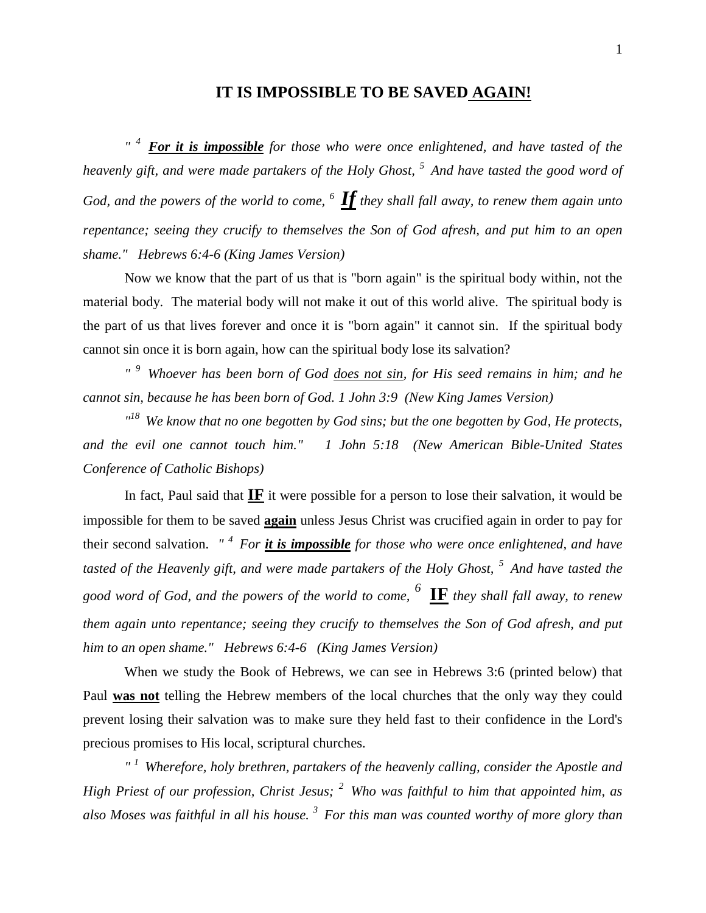# IT IS IMPOSSIBLE TO BE SAVED **AGAIN!**

*" [4] **For it is impossible** for those who were once enlightened, and have tasted of the heavenly gift, and were made partakers of the Holy Ghost, [5] And have tasted the good word of God, and the powers of the world to come, [6] **If** they shall fall away, to renew them again unto repentance; seeing they crucify to themselves the Son of God afresh, and put him to an open shame." Hebrews 6:4-6 (King James Version)*

Now we know that the part of us that is "born again" is the spiritual body within, not the material body. The material body will not make it out of this world alive. The spiritual body is the part of us that lives forever and once it is "born again" it cannot sin. If the spiritual body cannot sin once it is born again, how can the spiritual body lose its salvation?

*" [9] Whoever has been born of God does not sin, for His seed remains in him; and he cannot sin, because he has been born of God. 1 John 3:9 (New King James Version)*

*"[18] We know that no one begotten by God sins; but the one begotten by God, He protects, and the evil one cannot touch him." 1 John 5:18 (New American Bible-United States Conference of Catholic Bishops)*

In fact, Paul said that **IF** it were possible for a person to lose their salvation, it would be impossible for them to be saved **again** unless Jesus Christ was crucified again in order to pay for their second salvation. *" [4] For **it is impossible** for those who were once enlightened, and have tasted of the Heavenly gift, and were made partakers of the Holy Ghost, [5] And have tasted the good word of God, and the powers of the world to come, [6] **IF** they shall fall away, to renew them again unto repentance; seeing they crucify to themselves the Son of God afresh, and put him to an open shame." Hebrews 6:4-6 (King James Version)*

When we study the Book of Hebrews, we can see in Hebrews 3:6 (printed below) that Paul **was not** telling the Hebrew members of the local churches that the only way they could prevent losing their salvation was to make sure they held fast to their confidence in the Lord's precious promises to His local, scriptural churches.

*" [1] Wherefore, holy brethren, partakers of the heavenly calling, consider the Apostle and High Priest of our profession, Christ Jesus; [2] Who was faithful to him that appointed him, as also Moses was faithful in all his house. [3] For this man was counted worthy of more glory than*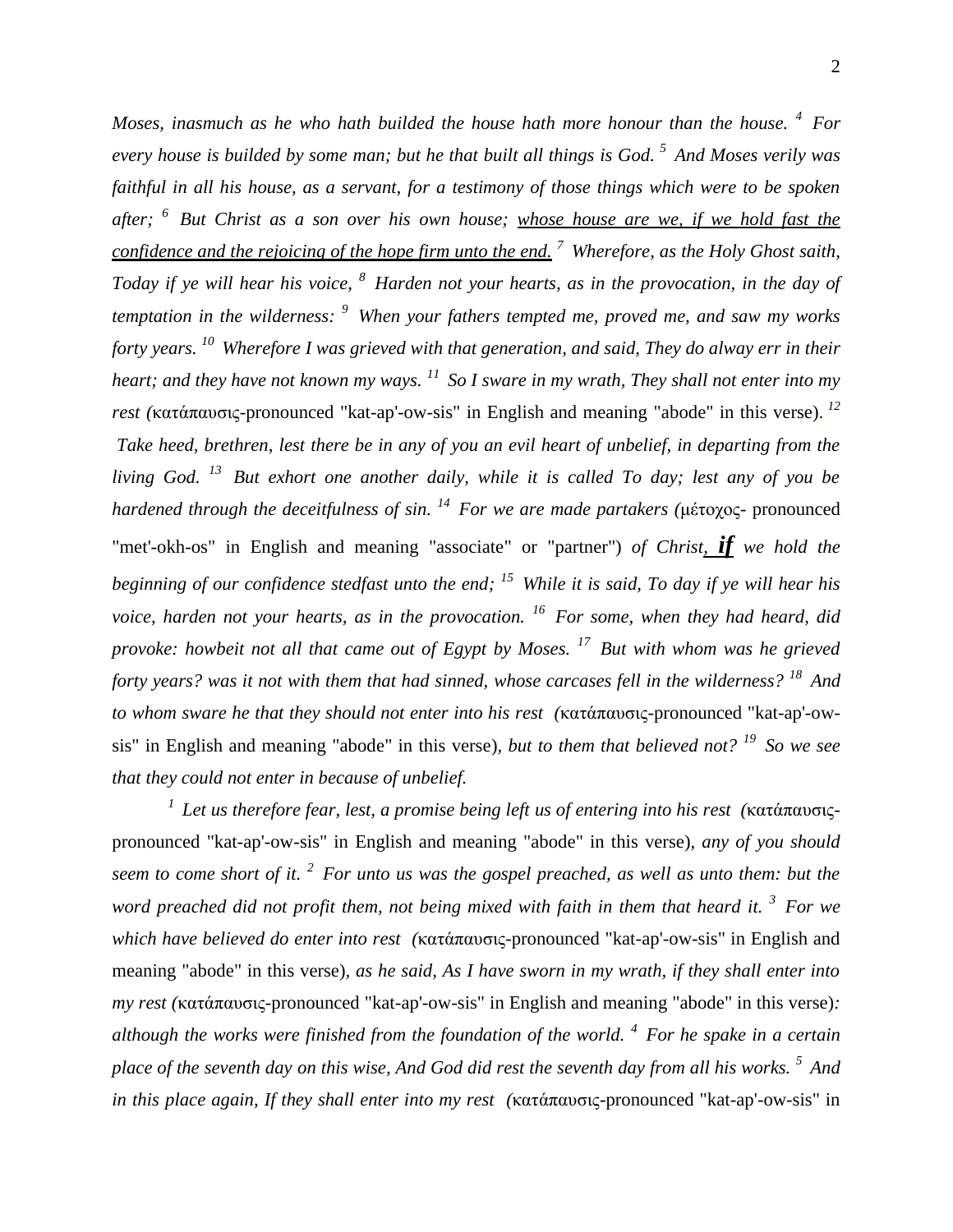*Moses, inasmuch as he who hath builded the house hath more honour than the house.* [4] *For every house is builded by some man; but he that built all things is God.* [5] *And Moses verily was faithful in all his house, as a servant, for a testimony of those things which were to be spoken after;* [6] *But Christ as a son over his own house; <u>whose house are we, if we hold fast the confidence and the rejoicing of the hope firm unto the end.</u>* [7] *Wherefore, as the Holy Ghost saith, Today if ye will hear his voice,* [8] *Harden not your hearts, as in the provocation, in the day of temptation in the wilderness:* [9] *When your fathers tempted me, proved me, and saw my works forty years.* [10] *Wherefore I was grieved with that generation, and said, They do alway err in their heart; and they have not known my ways.* [11] *So I sware in my wrath, They shall not enter into my rest (*κατάπαυσις-pronounced "kat-ap'-ow-sis" in English and meaning "abode" in this verse). [12] *Take heed, brethren, lest there be in any of you an evil heart of unbelief, in departing from the living God.* [13] *But exhort one another daily, while it is called To day; lest any of you be hardened through the deceitfulness of sin.* [14] *For we are made partakers (*μέτοχος- pronounced "met'-okh-os" in English and meaning "associate" or "partner") *of Christ,* ***<u>if</u>*** *we hold the beginning of our confidence stedfast unto the end;* [15] *While it is said, To day if ye will hear his voice, harden not your hearts, as in the provocation.* [16] *For some, when they had heard, did provoke: howbeit not all that came out of Egypt by Moses.* [17] *But with whom was he grieved forty years? was it not with them that had sinned, whose carcases fell in the wilderness?* [18] *And to whom sware he that they should not enter into his rest (*κατάπαυσις-pronounced "kat-ap'-ow-sis" in English and meaning "abode" in this verse), *but to them that believed not?* [19] *So we see that they could not enter in because of unbelief.*

[1] *Let us therefore fear, lest, a promise being left us of entering into his rest (*κατάπαυσις-pronounced "kat-ap'-ow-sis" in English and meaning "abode" in this verse), *any of you should seem to come short of it.* [2] *For unto us was the gospel preached, as well as unto them: but the word preached did not profit them, not being mixed with faith in them that heard it.* [3] *For we which have believed do enter into rest (*κατάπαυσις-pronounced "kat-ap'-ow-sis" in English and meaning "abode" in this verse), *as he said, As I have sworn in my wrath, if they shall enter into my rest (*κατάπαυσις-pronounced "kat-ap'-ow-sis" in English and meaning "abode" in this verse)*: although the works were finished from the foundation of the world.* [4] *For he spake in a certain place of the seventh day on this wise, And God did rest the seventh day from all his works.* [5] *And in this place again, If they shall enter into my rest (*κατάπαυσις-pronounced "kat-ap'-ow-sis" in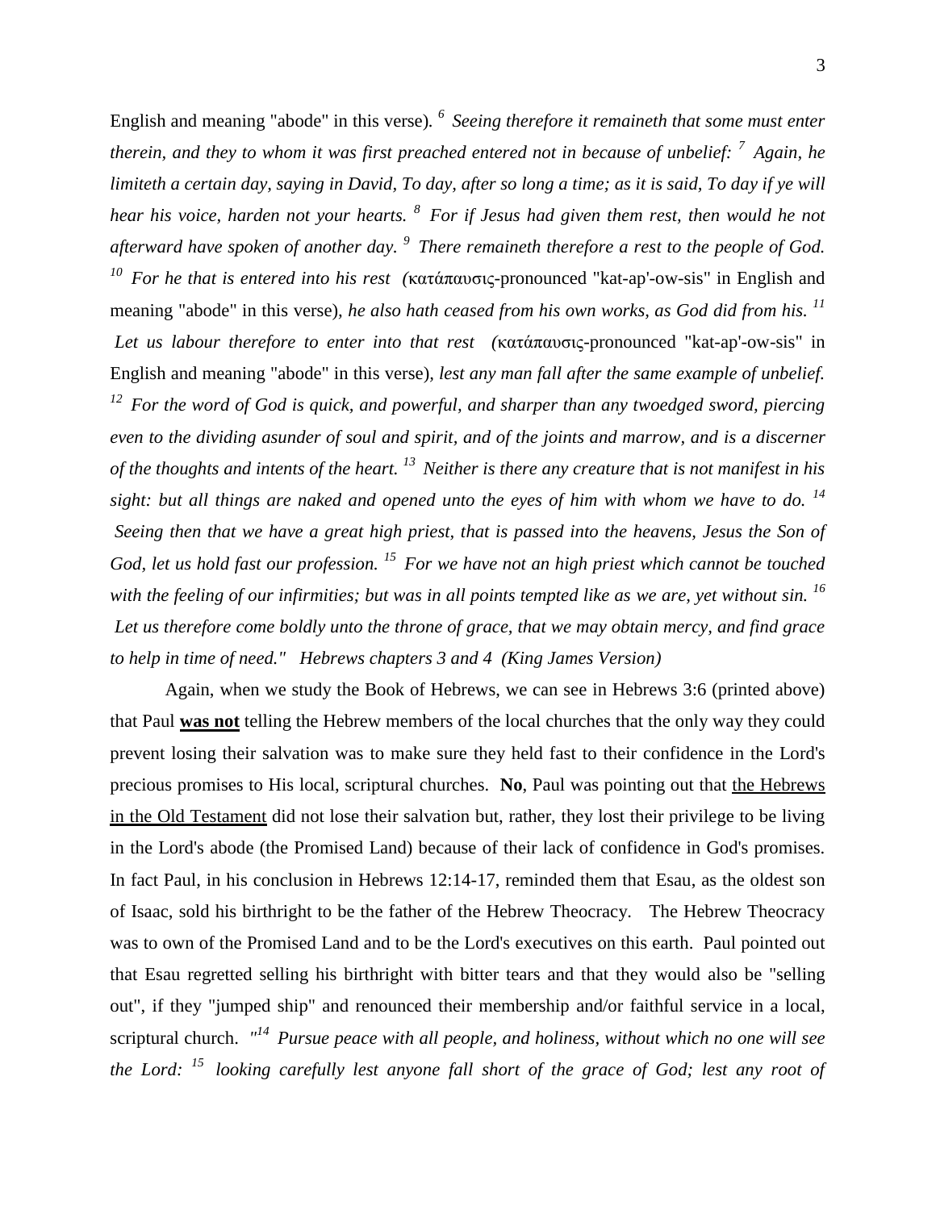English and meaning "abode" in this verse). [6] *Seeing therefore it remaineth that some must enter therein, and they to whom it was first preached entered not in because of unbelief:* [7] *Again, he limiteth a certain day, saying in David, To day, after so long a time; as it is said, To day if ye will hear his voice, harden not your hearts.* [8] *For if Jesus had given them rest, then would he not afterward have spoken of another day.* [9] *There remaineth therefore a rest to the people of God.* [10] *For he that is entered into his rest* (κατάπαυσις-pronounced "kat-ap'-ow-sis" in English and meaning "abode" in this verse), *he also hath ceased from his own works, as God did from his.* [11] *Let us labour therefore to enter into that rest* (κατάπαυσις-pronounced "kat-ap'-ow-sis" in English and meaning "abode" in this verse), *lest any man fall after the same example of unbelief.* [12] *For the word of God is quick, and powerful, and sharper than any twoedged sword, piercing even to the dividing asunder of soul and spirit, and of the joints and marrow, and is a discerner of the thoughts and intents of the heart.* [13] *Neither is there any creature that is not manifest in his sight: but all things are naked and opened unto the eyes of him with whom we have to do.* [14] *Seeing then that we have a great high priest, that is passed into the heavens, Jesus the Son of God, let us hold fast our profession.* [15] *For we have not an high priest which cannot be touched with the feeling of our infirmities; but was in all points tempted like as we are, yet without sin.* [16] *Let us therefore come boldly unto the throne of grace, that we may obtain mercy, and find grace to help in time of need." Hebrews chapters 3 and 4 (King James Version)*

Again, when we study the Book of Hebrews, we can see in Hebrews 3:6 (printed above) that Paul **was not** telling the Hebrew members of the local churches that the only way they could prevent losing their salvation was to make sure they held fast to their confidence in the Lord's precious promises to His local, scriptural churches. **No**, Paul was pointing out that the Hebrews in the Old Testament did not lose their salvation but, rather, they lost their privilege to be living in the Lord's abode (the Promised Land) because of their lack of confidence in God's promises. In fact Paul, in his conclusion in Hebrews 12:14-17, reminded them that Esau, as the oldest son of Isaac, sold his birthright to be the father of the Hebrew Theocracy. The Hebrew Theocracy was to own of the Promised Land and to be the Lord's executives on this earth. Paul pointed out that Esau regretted selling his birthright with bitter tears and that they would also be "selling out", if they "jumped ship" and renounced their membership and/or faithful service in a local, scriptural church. *"[14] Pursue peace with all people, and holiness, without which no one will see the Lord:* [15] *looking carefully lest anyone fall short of the grace of God; lest any root of*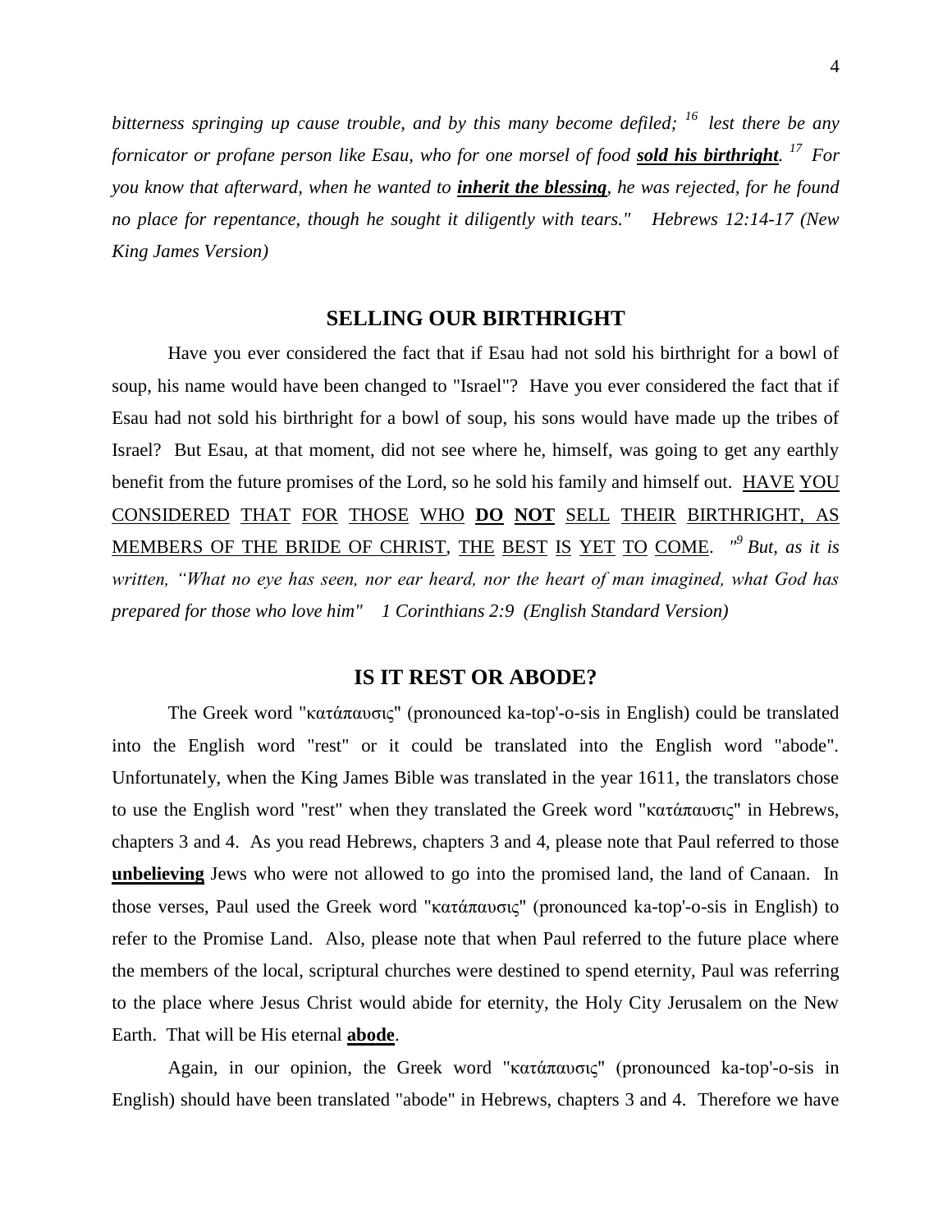*bitterness springing up cause trouble, and by this many become defiled; [16] lest there be any fornicator or profane person like Esau, who for one morsel of food **sold his birthright**. [17] For you know that afterward, when he wanted to **inherit the blessing**, he was rejected, for he found no place for repentance, though he sought it diligently with tears." Hebrews 12:14-17 (New King James Version)*

## SELLING OUR BIRTHRIGHT

Have you ever considered the fact that if Esau had not sold his birthright for a bowl of soup, his name would have been changed to "Israel"? Have you ever considered the fact that if Esau had not sold his birthright for a bowl of soup, his sons would have made up the tribes of Israel? But Esau, at that moment, did not see where he, himself, was going to get any earthly benefit from the future promises of the Lord, so he sold his family and himself out. HAVE YOU CONSIDERED THAT FOR THOSE WHO **DO NOT** SELL THEIR BIRTHRIGHT, AS MEMBERS OF THE BRIDE OF CHRIST, THE BEST IS YET TO COME. *"[9] But, as it is written, "What no eye has seen, nor ear heard, nor the heart of man imagined, what God has prepared for those who love him" 1 Corinthians 2:9 (English Standard Version)*

## IS IT REST OR ABODE?

The Greek word "κατάπαυσις" (pronounced ka-top'-o-sis in English) could be translated into the English word "rest" or it could be translated into the English word "abode". Unfortunately, when the King James Bible was translated in the year 1611, the translators chose to use the English word "rest" when they translated the Greek word "κατάπαυσις" in Hebrews, chapters 3 and 4. As you read Hebrews, chapters 3 and 4, please note that Paul referred to those **unbelieving** Jews who were not allowed to go into the promised land, the land of Canaan. In those verses, Paul used the Greek word "κατάπαυσις" (pronounced ka-top'-o-sis in English) to refer to the Promise Land. Also, please note that when Paul referred to the future place where the members of the local, scriptural churches were destined to spend eternity, Paul was referring to the place where Jesus Christ would abide for eternity, the Holy City Jerusalem on the New Earth. That will be His eternal **abode**.

Again, in our opinion, the Greek word "κατάπαυσις" (pronounced ka-top'-o-sis in English) should have been translated "abode" in Hebrews, chapters 3 and 4. Therefore we have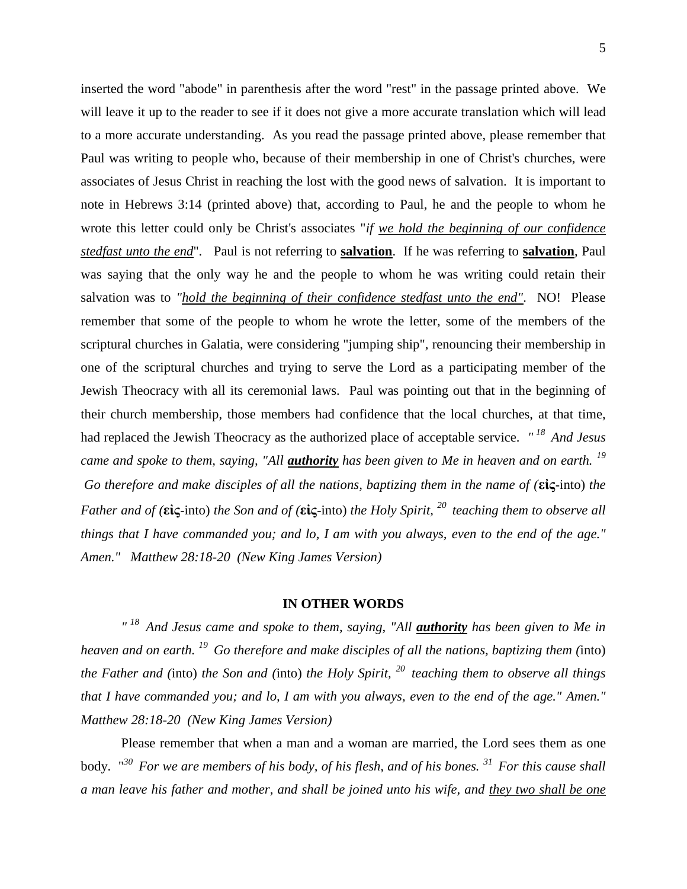inserted the word "abode" in parenthesis after the word "rest" in the passage printed above. We will leave it up to the reader to see if it does not give a more accurate translation which will lead to a more accurate understanding. As you read the passage printed above, please remember that Paul was writing to people who, because of their membership in one of Christ's churches, were associates of Jesus Christ in reaching the lost with the good news of salvation. It is important to note in Hebrews 3:14 (printed above) that, according to Paul, he and the people to whom he wrote this letter could only be Christ's associates "*if <u>we hold the beginning of our confidence stedfast unto the end</u>*". Paul is not referring to **<u>salvation</u>**. If he was referring to **<u>salvation</u>**, Paul was saying that the only way he and the people to whom he was writing could retain their salvation was to *"<u>hold the beginning of their confidence stedfast unto the end"</u>*. NO! Please remember that some of the people to whom he wrote the letter, some of the members of the scriptural churches in Galatia, were considering "jumping ship", renouncing their membership in one of the scriptural churches and trying to serve the Lord as a participating member of the Jewish Theocracy with all its ceremonial laws. Paul was pointing out that in the beginning of their church membership, those members had confidence that the local churches, at that time, had replaced the Jewish Theocracy as the authorized place of acceptable service. *"[18] And Jesus came and spoke to them, saying, "All **<u>authority</u>** has been given to Me in heaven and on earth. [19] Go therefore and make disciples of all the nations, baptizing them in the name of (***εἰς***-into) the Father and of (***εἰς***-into) the Son and of (***εἰς***-into) the Holy Spirit, [20] teaching them to observe all things that I have commanded you; and lo, I am with you always, even to the end of the age." Amen." Matthew 28:18-20 (New King James Version)*

**IN OTHER WORDS**

*"[18] And Jesus came and spoke to them, saying, "All **<u>authority</u>** has been given to Me in heaven and on earth. [19] Go therefore and make disciples of all the nations, baptizing them (*into*) the Father and (*into*) the Son and (*into*) the Holy Spirit, [20] teaching them to observe all things that I have commanded you; and lo, I am with you always, even to the end of the age." Amen." Matthew 28:18-20 (New King James Version)*

Please remember that when a man and a woman are married, the Lord sees them as one body. "*[30] For we are members of his body, of his flesh, and of his bones. [31] For this cause shall a man leave his father and mother, and shall be joined unto his wife, and <u>they two shall be one</u>*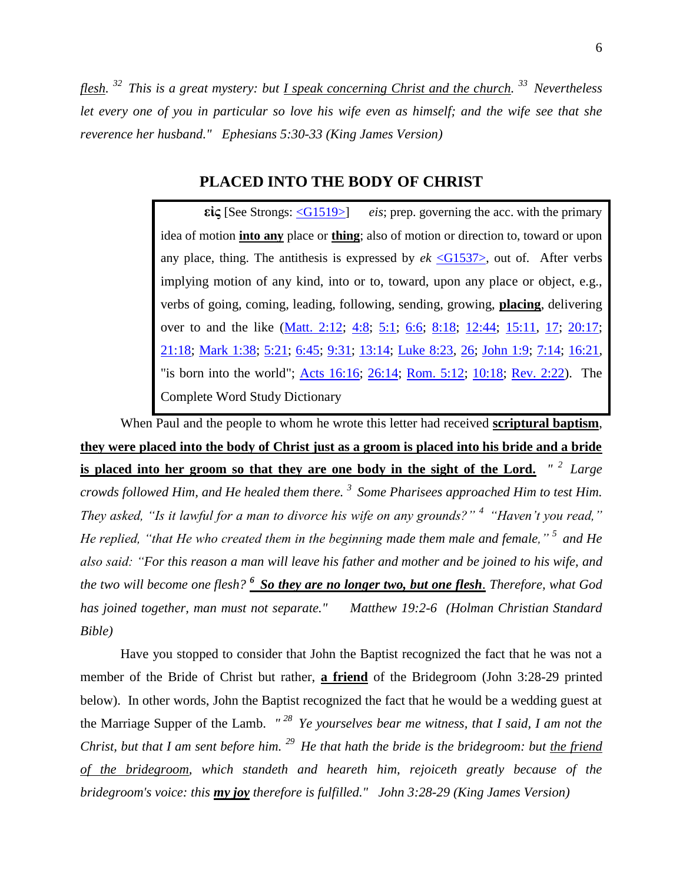*flesh.*[32] *This is a great mystery: but* *I speak concerning Christ and the church.*[33] *Nevertheless let every one of you in particular so love his wife even as himself; and the wife see that she reverence her husband." Ephesians 5:30-33 (King James Version)*

## PLACED INTO THE BODY OF CHRIST

> **εἰς** [See Strongs: <G1519>] *eis*; prep. governing the acc. with the primary idea of motion **into any** place or **thing**; also of motion or direction to, toward or upon any place, thing. The antithesis is expressed by *ek* <G1537>, out of. After verbs implying motion of any kind, into or to, toward, upon any place or object, e.g., verbs of going, coming, leading, following, sending, growing, **placing**, delivering over to and the like (Matt. 2:12; 4:8; 5:1; 6:6; 8:18; 12:44; 15:11, 17; 20:17; 21:18; Mark 1:38; 5:21; 6:45; 9:31; 13:14; Luke 8:23, 26; John 1:9; 7:14; 16:21, "is born into the world"; Acts 16:16; 26:14; Rom. 5:12; 10:18; Rev. 2:22). The Complete Word Study Dictionary

When Paul and the people to whom he wrote this letter had received **scriptural baptism**, **they were placed into the body of Christ just as a groom is placed into his bride and a bride is placed into her groom so that they are one body in the sight of the Lord.** *"*[2] *Large crowds followed Him, and He healed them there.*[3] *Some Pharisees approached Him to test Him. They asked, "Is it lawful for a man to divorce his wife on any grounds?"*[4] *"Haven't you read," He replied, "that He who created them in the beginning made them male and female,"*[5] *and He also said: "For this reason a man will leave his father and mother and be joined to his wife, and the two will become one flesh?*[6] ***So they are no longer two, but one flesh***. *Therefore, what God has joined together, man must not separate." Matthew 19:2-6 (Holman Christian Standard Bible)*

Have you stopped to consider that John the Baptist recognized the fact that he was not a member of the Bride of Christ but rather, **a friend** of the Bridegroom (John 3:28-29 printed below). In other words, John the Baptist recognized the fact that he would be a wedding guest at the Marriage Supper of the Lamb. *"*[28] *Ye yourselves bear me witness, that I said, I am not the Christ, but that I am sent before him.*[29] *He that hath the bride is the bridegroom: but* *the friend of the bridegroom*, *which standeth and heareth him, rejoiceth greatly because of the bridegroom's voice: this* ***my joy*** *therefore is fulfilled." John 3:28-29 (King James Version)*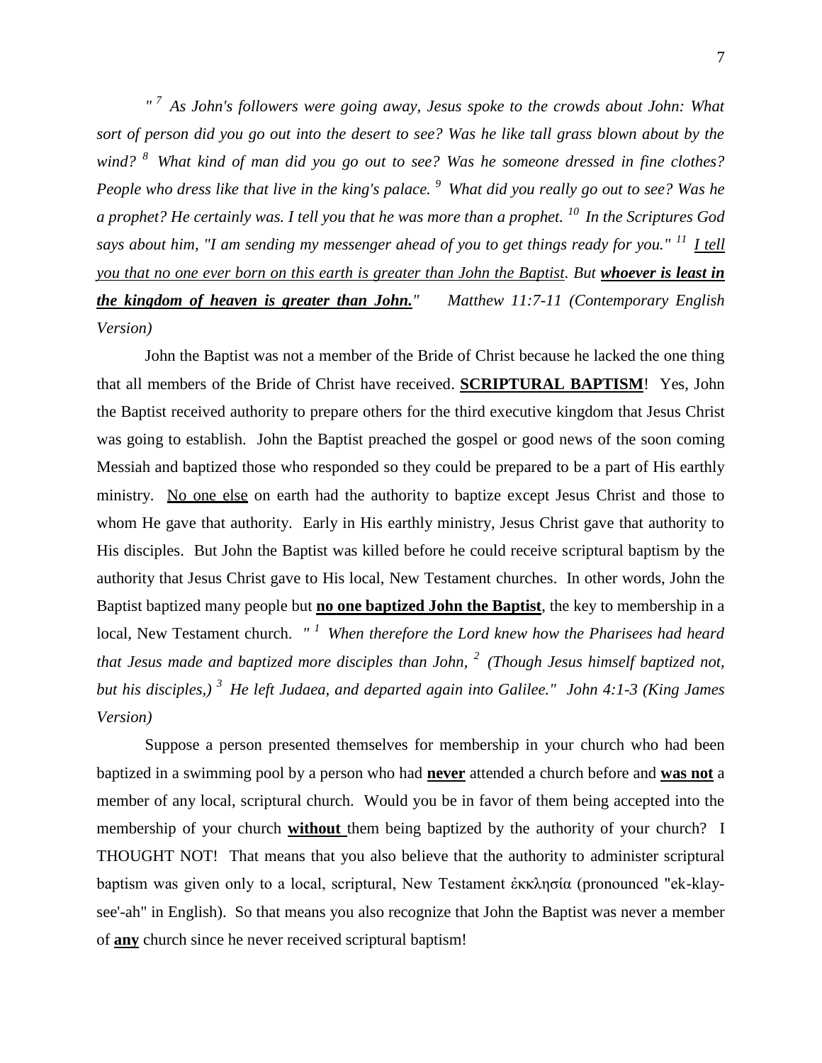*" [7] As John's followers were going away, Jesus spoke to the crowds about John: What sort of person did you go out into the desert to see? Was he like tall grass blown about by the wind? [8] What kind of man did you go out to see? Was he someone dressed in fine clothes? People who dress like that live in the king's palace. [9] What did you really go out to see? Was he a prophet? He certainly was. I tell you that he was more than a prophet. [10] In the Scriptures God says about him, "I am sending my messenger ahead of you to get things ready for you." [11] <u>I tell you that no one ever born on this earth is greater than John the Baptist</u>. But **<u>whoever is least in the kingdom of heaven is greater than John.</u>**" Matthew 11:7-11 (Contemporary English Version)*

John the Baptist was not a member of the Bride of Christ because he lacked the one thing that all members of the Bride of Christ have received. **<u>SCRIPTURAL BAPTISM</u>**! Yes, John the Baptist received authority to prepare others for the third executive kingdom that Jesus Christ was going to establish. John the Baptist preached the gospel or good news of the soon coming Messiah and baptized those who responded so they could be prepared to be a part of His earthly ministry. <u>No one else</u> on earth had the authority to baptize except Jesus Christ and those to whom He gave that authority. Early in His earthly ministry, Jesus Christ gave that authority to His disciples. But John the Baptist was killed before he could receive scriptural baptism by the authority that Jesus Christ gave to His local, New Testament churches. In other words, John the Baptist baptized many people but **<u>no one baptized John the Baptist</u>**, the key to membership in a local, New Testament church. *" [1] When therefore the Lord knew how the Pharisees had heard that Jesus made and baptized more disciples than John, [2] (Though Jesus himself baptized not, but his disciples,) [3] He left Judaea, and departed again into Galilee." John 4:1-3 (King James Version)*

Suppose a person presented themselves for membership in your church who had been baptized in a swimming pool by a person who had **<u>never</u>** attended a church before and **<u>was not</u>** a member of any local, scriptural church. Would you be in favor of them being accepted into the membership of your church **<u>without</u>** them being baptized by the authority of your church? I THOUGHT NOT! That means that you also believe that the authority to administer scriptural baptism was given only to a local, scriptural, New Testament ἐκκλησία (pronounced "ek-klay-see'-ah" in English). So that means you also recognize that John the Baptist was never a member of **<u>any</u>** church since he never received scriptural baptism!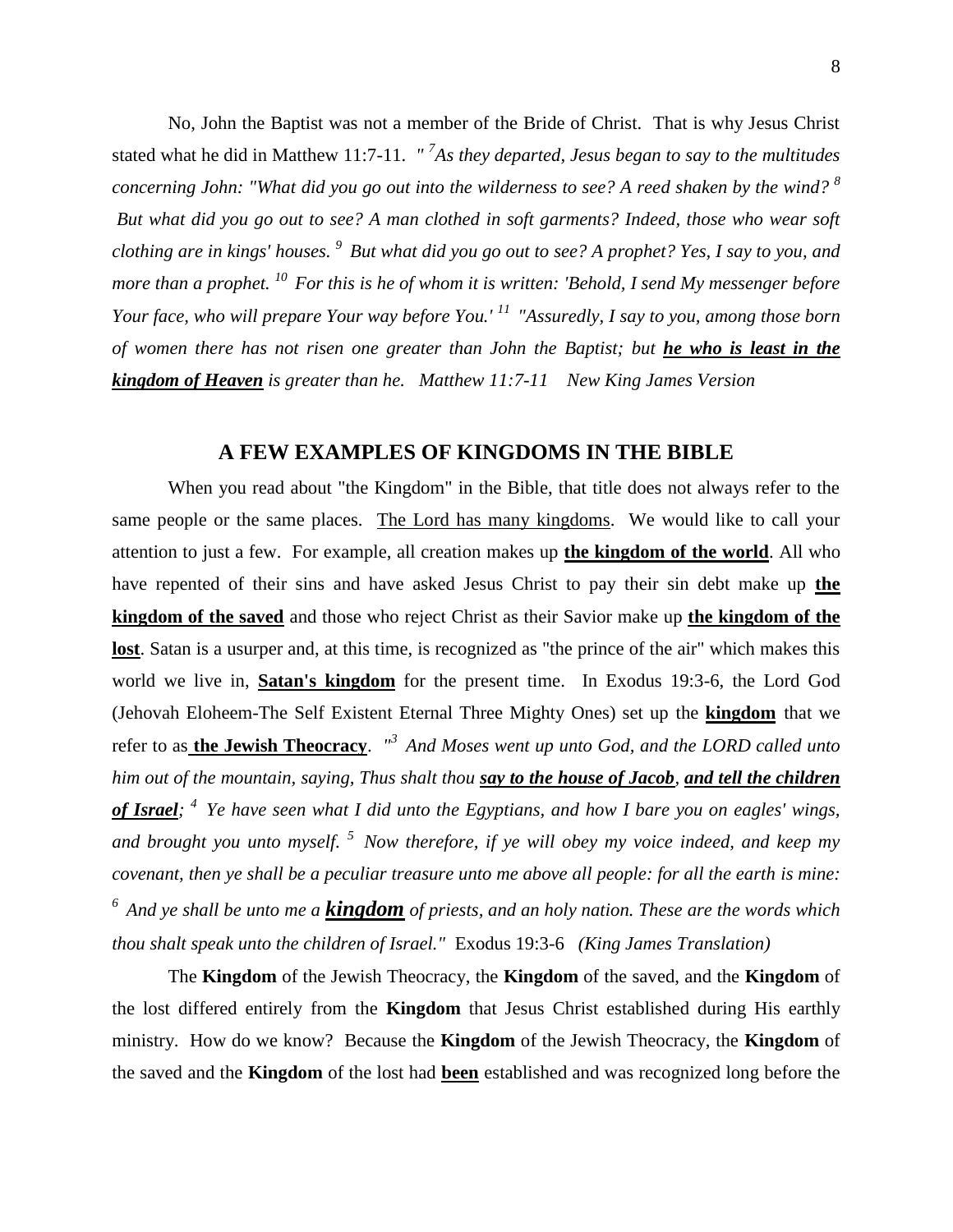No, John the Baptist was not a member of the Bride of Christ. That is why Jesus Christ stated what he did in Matthew 11:7-11. *" [7]As they departed, Jesus began to say to the multitudes concerning John: "What did you go out into the wilderness to see? A reed shaken by the wind? [8] But what did you go out to see? A man clothed in soft garments? Indeed, those who wear soft clothing are in kings' houses. [9] But what did you go out to see? A prophet? Yes, I say to you, and more than a prophet. [10] For this is he of whom it is written: 'Behold, I send My messenger before Your face, who will prepare Your way before You.' [11] "Assuredly, I say to you, among those born of women there has not risen one greater than John the Baptist; but **<u>he who is least in the kingdom of Heaven</u>** is greater than he. Matthew 11:7-11 New King James Version*

## A FEW EXAMPLES OF KINGDOMS IN THE BIBLE

When you read about "the Kingdom" in the Bible, that title does not always refer to the same people or the same places. <u>The Lord has many kingdoms</u>. We would like to call your attention to just a few. For example, all creation makes up **<u>the kingdom of the world</u>**. All who have repented of their sins and have asked Jesus Christ to pay their sin debt make up **<u>the kingdom of the saved</u>** and those who reject Christ as their Savior make up **<u>the kingdom of the lost</u>**. Satan is a usurper and, at this time, is recognized as "the prince of the air" which makes this world we live in, **<u>Satan's kingdom</u>** for the present time. In Exodus 19:3-6, the Lord God (Jehovah Eloheem-The Self Existent Eternal Three Mighty Ones) set up the **<u>kingdom</u>** that we refer to as **<u>the Jewish Theocracy</u>**. *"[3] And Moses went up unto God, and the LORD called unto him out of the mountain, saying, Thus shalt thou **<u>say to the house of Jacob</u>**, **<u>and tell the children of Israel</u>**; [4] Ye have seen what I did unto the Egyptians, and how I bare you on eagles' wings, and brought you unto myself. [5] Now therefore, if ye will obey my voice indeed, and keep my covenant, then ye shall be a peculiar treasure unto me above all people: for all the earth is mine: [6] And ye shall be unto me a **<u>kingdom</u>** of priests, and an holy nation. These are the words which thou shalt speak unto the children of Israel."* Exodus 19:3-6 *(King James Translation)*

The **Kingdom** of the Jewish Theocracy, the **Kingdom** of the saved, and the **Kingdom** of the lost differed entirely from the **Kingdom** that Jesus Christ established during His earthly ministry. How do we know? Because the **Kingdom** of the Jewish Theocracy, the **Kingdom** of the saved and the **Kingdom** of the lost had **<u>been</u>** established and was recognized long before the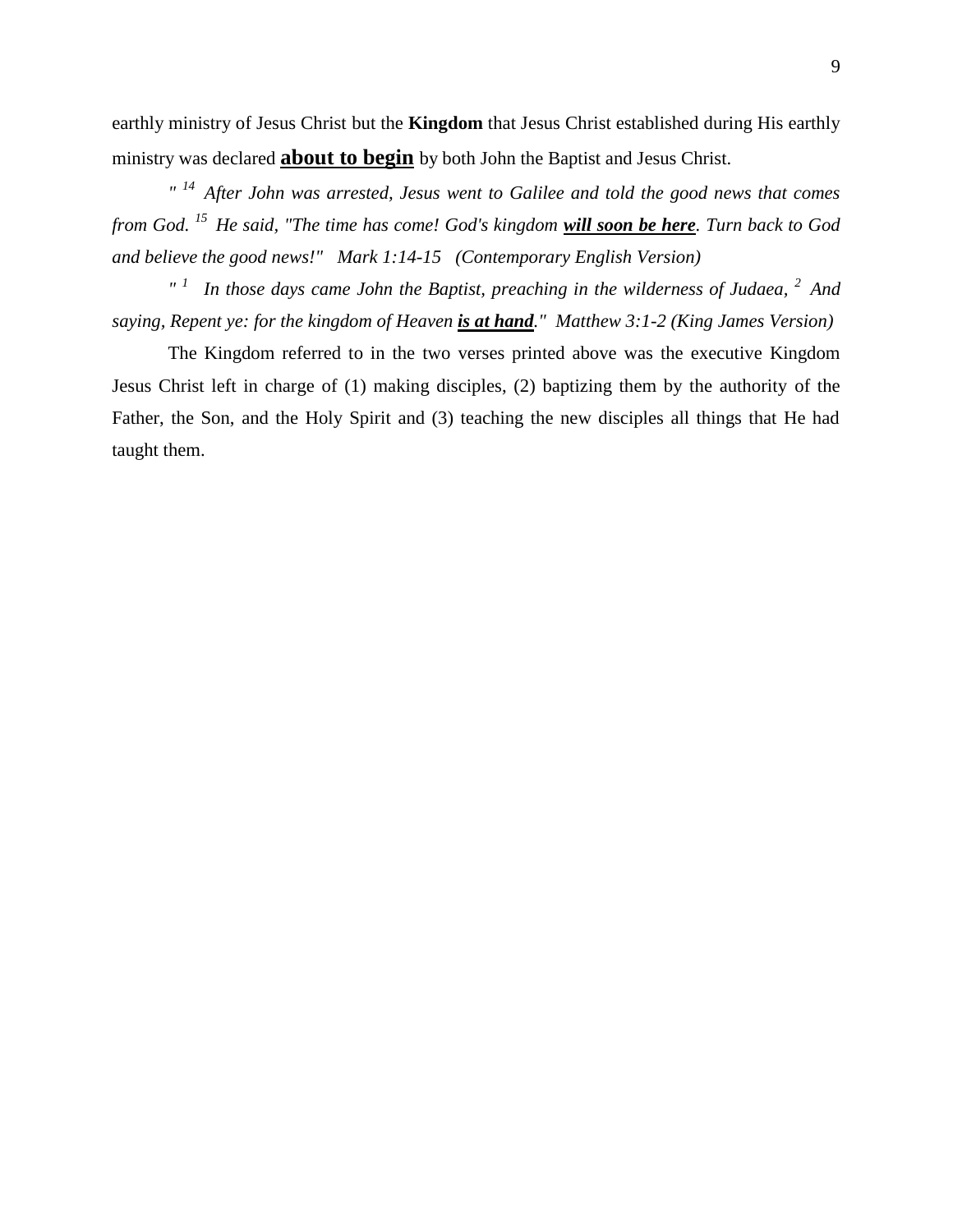earthly ministry of Jesus Christ but the **Kingdom** that Jesus Christ established during His earthly ministry was declared **<u>about to begin</u>** by both John the Baptist and Jesus Christ.

*" [14] After John was arrested, Jesus went to Galilee and told the good news that comes from God. [15] He said, "The time has come! God's kingdom **<u>will soon be here</u>**. Turn back to God and believe the good news!" Mark 1:14-15 (Contemporary English Version)*

*" [1] In those days came John the Baptist, preaching in the wilderness of Judaea, [2] And saying, Repent ye: for the kingdom of Heaven **<u>is at hand</u>**." Matthew 3:1-2 (King James Version)*

The Kingdom referred to in the two verses printed above was the executive Kingdom Jesus Christ left in charge of (1) making disciples, (2) baptizing them by the authority of the Father, the Son, and the Holy Spirit and (3) teaching the new disciples all things that He had taught them.